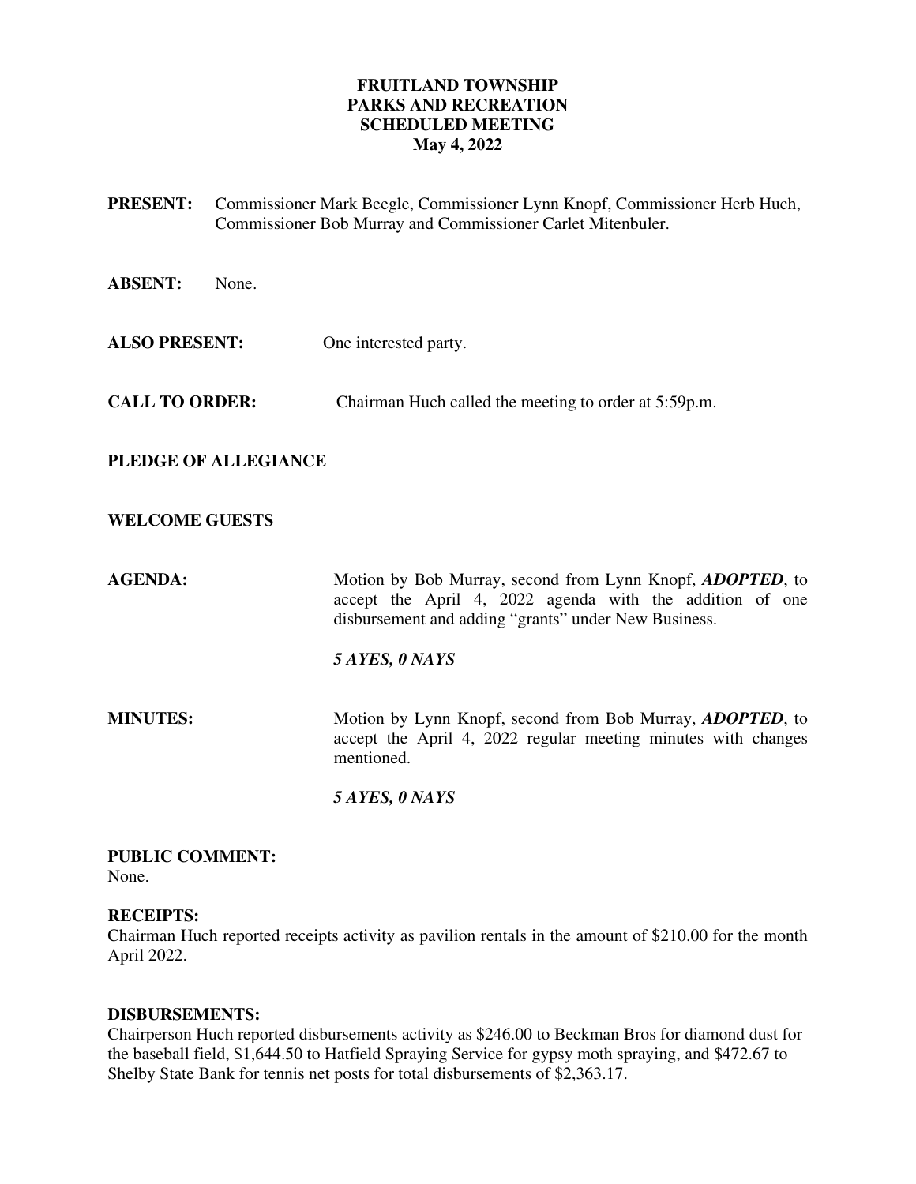# FRUITLAND TOWNSHIP
# PARKS AND RECREATION
# SCHEDULED MEETING
# May 4, 2022

**PRESENT:** Commissioner Mark Beegle, Commissioner Lynn Knopf, Commissioner Herb Huch, Commissioner Bob Murray and Commissioner Carlet Mitenbuler.

**ABSENT:** None.

**ALSO PRESENT:** One interested party.

**CALL TO ORDER:** Chairman Huch called the meeting to order at 5:59p.m.

**PLEDGE OF ALLEGIANCE**

**WELCOME GUESTS**

**AGENDA:** Motion by Bob Murray, second from Lynn Knopf, ***ADOPTED***, to accept the April 4, 2022 agenda with the addition of one disbursement and adding "grants" under New Business.

***5 AYES, 0 NAYS***

**MINUTES:** Motion by Lynn Knopf, second from Bob Murray, ***ADOPTED***, to accept the April 4, 2022 regular meeting minutes with changes mentioned.

***5 AYES, 0 NAYS***

**PUBLIC COMMENT:**
None.

**RECEIPTS:**
Chairman Huch reported receipts activity as pavilion rentals in the amount of $210.00 for the month April 2022.

**DISBURSEMENTS:**
Chairperson Huch reported disbursements activity as $246.00 to Beckman Bros for diamond dust for the baseball field, $1,644.50 to Hatfield Spraying Service for gypsy moth spraying, and $472.67 to Shelby State Bank for tennis net posts for total disbursements of $2,363.17.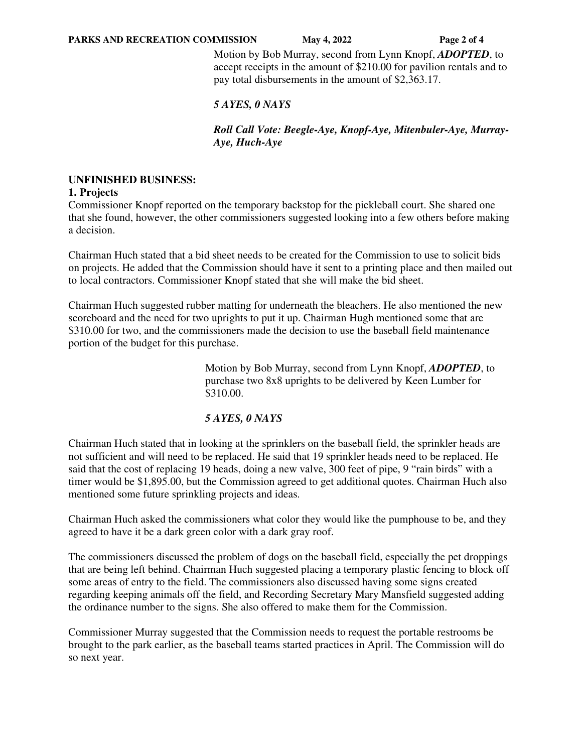Motion by Bob Murray, second from Lynn Knopf, ***ADOPTED***, to accept receipts in the amount of $210.00 for pavilion rentals and to pay total disbursements in the amount of $2,363.17.

***5 AYES, 0 NAYS***

***Roll Call Vote: Beegle-Aye, Knopf-Aye, Mitenbuler-Aye, Murray-Aye, Huch-Aye***

**UNFINISHED BUSINESS:**

**1. Projects**

Commissioner Knopf reported on the temporary backstop for the pickleball court. She shared one that she found, however, the other commissioners suggested looking into a few others before making a decision.

Chairman Huch stated that a bid sheet needs to be created for the Commission to use to solicit bids on projects. He added that the Commission should have it sent to a printing place and then mailed out to local contractors. Commissioner Knopf stated that she will make the bid sheet.

Chairman Huch suggested rubber matting for underneath the bleachers. He also mentioned the new scoreboard and the need for two uprights to put it up. Chairman Hugh mentioned some that are $310.00 for two, and the commissioners made the decision to use the baseball field maintenance portion of the budget for this purchase.

Motion by Bob Murray, second from Lynn Knopf, ***ADOPTED***, to purchase two 8x8 uprights to be delivered by Keen Lumber for $310.00.

***5 AYES, 0 NAYS***

Chairman Huch stated that in looking at the sprinklers on the baseball field, the sprinkler heads are not sufficient and will need to be replaced. He said that 19 sprinkler heads need to be replaced. He said that the cost of replacing 19 heads, doing a new valve, 300 feet of pipe, 9 "rain birds" with a timer would be $1,895.00, but the Commission agreed to get additional quotes. Chairman Huch also mentioned some future sprinkling projects and ideas.

Chairman Huch asked the commissioners what color they would like the pumphouse to be, and they agreed to have it be a dark green color with a dark gray roof.

The commissioners discussed the problem of dogs on the baseball field, especially the pet droppings that are being left behind. Chairman Huch suggested placing a temporary plastic fencing to block off some areas of entry to the field. The commissioners also discussed having some signs created regarding keeping animals off the field, and Recording Secretary Mary Mansfield suggested adding the ordinance number to the signs. She also offered to make them for the Commission.

Commissioner Murray suggested that the Commission needs to request the portable restrooms be brought to the park earlier, as the baseball teams started practices in April. The Commission will do so next year.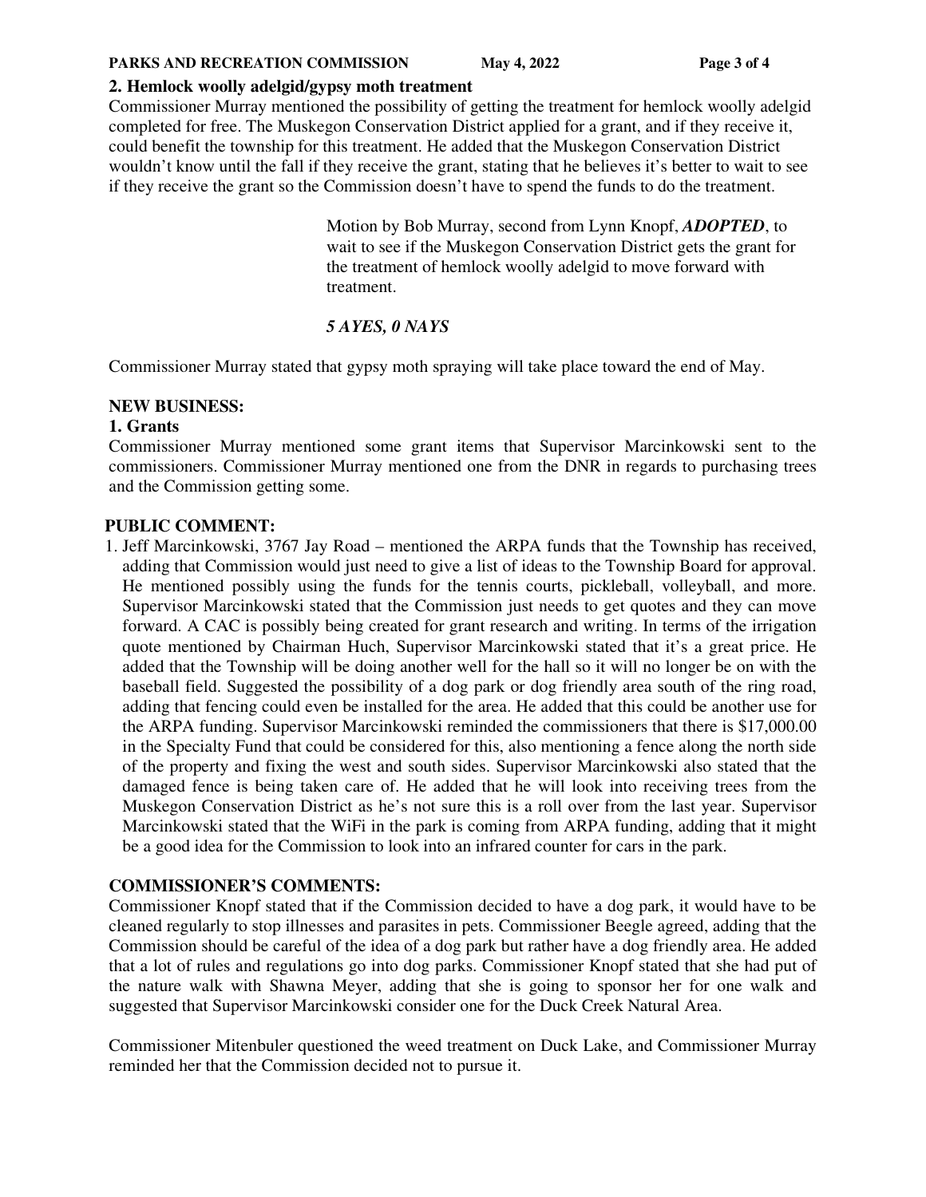**2. Hemlock woolly adelgid/gypsy moth treatment**

Commissioner Murray mentioned the possibility of getting the treatment for hemlock woolly adelgid completed for free. The Muskegon Conservation District applied for a grant, and if they receive it, could benefit the township for this treatment. He added that the Muskegon Conservation District wouldn't know until the fall if they receive the grant, stating that he believes it's better to wait to see if they receive the grant so the Commission doesn't have to spend the funds to do the treatment.

> Motion by Bob Murray, second from Lynn Knopf, ***ADOPTED***, to wait to see if the Muskegon Conservation District gets the grant for the treatment of hemlock woolly adelgid to move forward with treatment.
>
> ***5 AYES, 0 NAYS***

Commissioner Murray stated that gypsy moth spraying will take place toward the end of May.

**NEW BUSINESS:**

**1. Grants**

Commissioner Murray mentioned some grant items that Supervisor Marcinkowski sent to the commissioners. Commissioner Murray mentioned one from the DNR in regards to purchasing trees and the Commission getting some.

**PUBLIC COMMENT:**

1. Jeff Marcinkowski, 3767 Jay Road – mentioned the ARPA funds that the Township has received, adding that Commission would just need to give a list of ideas to the Township Board for approval. He mentioned possibly using the funds for the tennis courts, pickleball, volleyball, and more. Supervisor Marcinkowski stated that the Commission just needs to get quotes and they can move forward. A CAC is possibly being created for grant research and writing. In terms of the irrigation quote mentioned by Chairman Huch, Supervisor Marcinkowski stated that it's a great price. He added that the Township will be doing another well for the hall so it will no longer be on with the baseball field. Suggested the possibility of a dog park or dog friendly area south of the ring road, adding that fencing could even be installed for the area. He added that this could be another use for the ARPA funding. Supervisor Marcinkowski reminded the commissioners that there is $17,000.00 in the Specialty Fund that could be considered for this, also mentioning a fence along the north side of the property and fixing the west and south sides. Supervisor Marcinkowski also stated that the damaged fence is being taken care of. He added that he will look into receiving trees from the Muskegon Conservation District as he's not sure this is a roll over from the last year. Supervisor Marcinkowski stated that the WiFi in the park is coming from ARPA funding, adding that it might be a good idea for the Commission to look into an infrared counter for cars in the park.

**COMMISSIONER'S COMMENTS:**

Commissioner Knopf stated that if the Commission decided to have a dog park, it would have to be cleaned regularly to stop illnesses and parasites in pets. Commissioner Beegle agreed, adding that the Commission should be careful of the idea of a dog park but rather have a dog friendly area. He added that a lot of rules and regulations go into dog parks. Commissioner Knopf stated that she had put of the nature walk with Shawna Meyer, adding that she is going to sponsor her for one walk and suggested that Supervisor Marcinkowski consider one for the Duck Creek Natural Area.

Commissioner Mitenbuler questioned the weed treatment on Duck Lake, and Commissioner Murray reminded her that the Commission decided not to pursue it.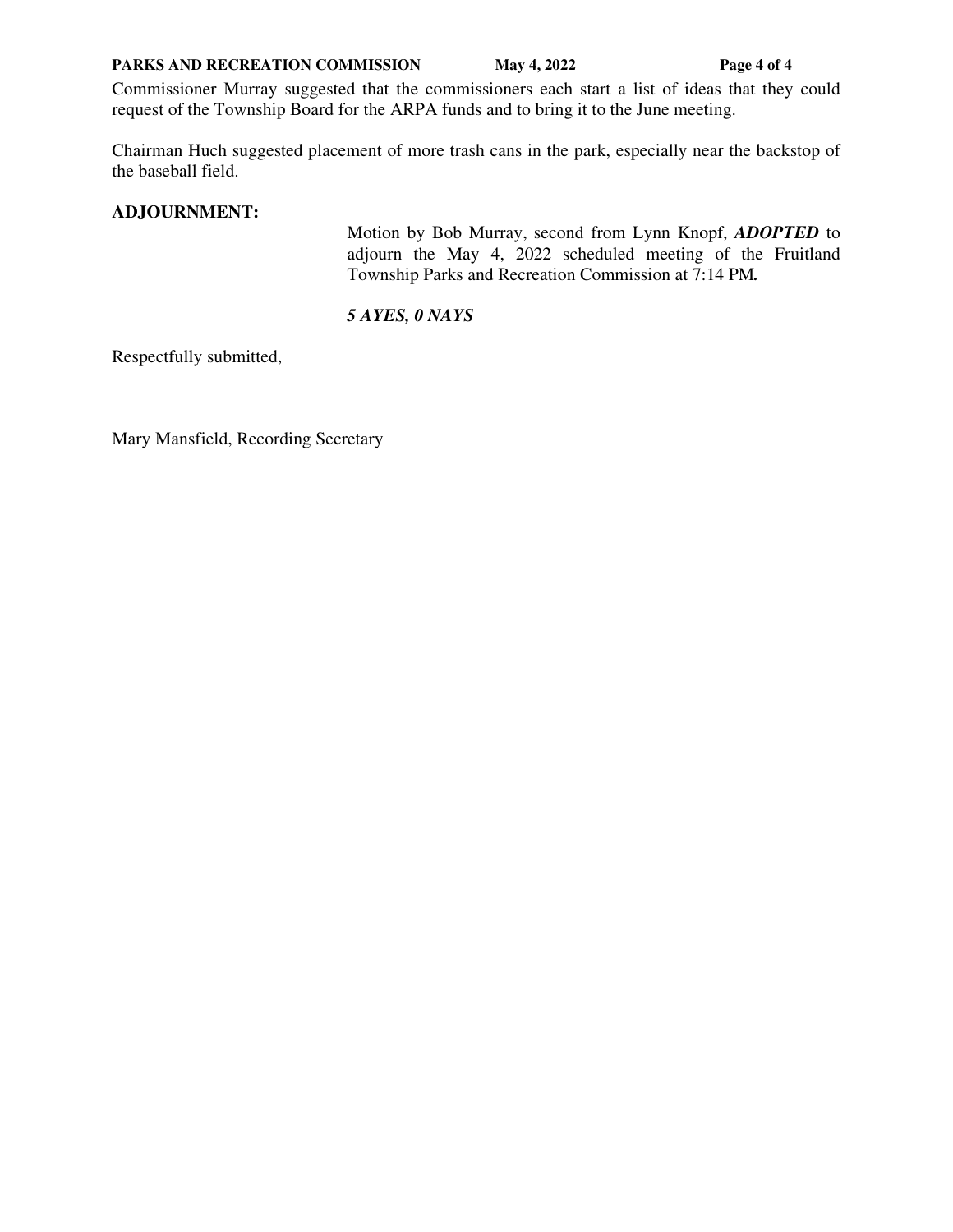Commissioner Murray suggested that the commissioners each start a list of ideas that they could request of the Township Board for the ARPA funds and to bring it to the June meeting.

Chairman Huch suggested placement of more trash cans in the park, especially near the backstop of the baseball field.

**ADJOURNMENT:**

Motion by Bob Murray, second from Lynn Knopf, ***ADOPTED*** to adjourn the May 4, 2022 scheduled meeting of the Fruitland Township Parks and Recreation Commission at 7:14 PM**.**

***5 AYES, 0 NAYS***

Respectfully submitted,

Mary Mansfield, Recording Secretary